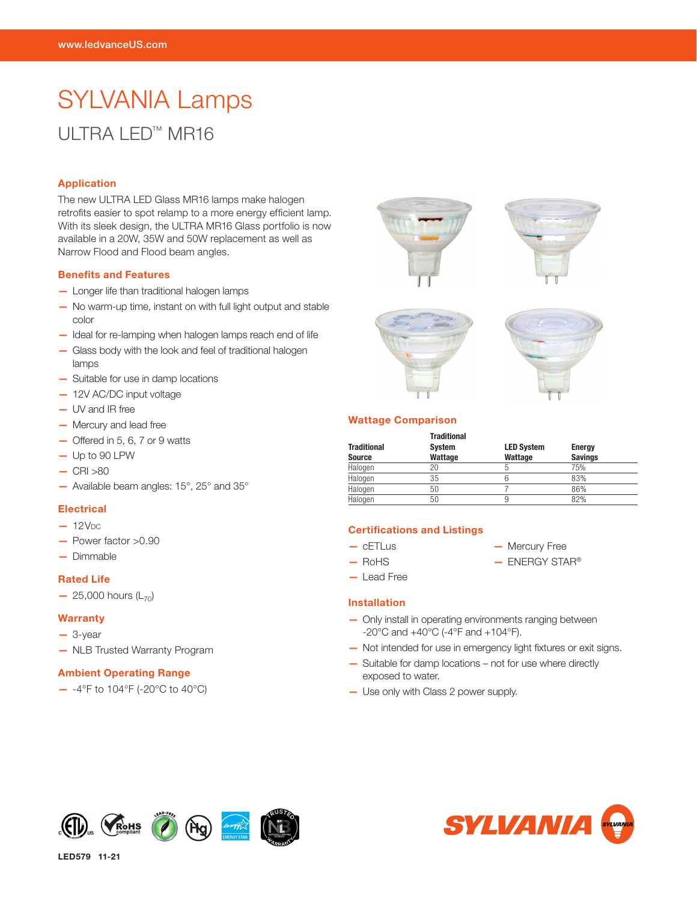# SYLVANIA Lamps

## ULTRA LED™ MR16

### Application

The new ULTRA LED Glass MR16 lamps make halogen retrofits easier to spot relamp to a more energy efficient lamp. With its sleek design, the ULTRA MR16 Glass portfolio is now available in a 20W, 35W and 50W replacement as well as Narrow Flood and Flood beam angles.

### Benefits and Features

- Longer life than traditional halogen lamps
- No warm-up time, instant on with full light output and stable color
- Ideal for re-lamping when halogen lamps reach end of life
- Glass body with the look and feel of traditional halogen lamps
- Suitable for use in damp locations
- 12V AC/DC input voltage
- UV and IR free
- Mercury and lead free
- Offered in 5, 6, 7 or 9 watts
- Up to 90 LPW
- CRI >80
- Available beam angles: 15°, 25° and 35°

### Electrical

- 12VDC
- Power factor >0.90
- Dimmable

### Rated Life

- 25,000 hours ($L_{70}$)

### Warranty

- 3-year
- NLB Trusted Warranty Program

### Ambient Operating Range

- -4°F to 104°F (-20°C to 40°C)

### Wattage Comparison

| Traditional Source | Traditional System Wattage | LED System Wattage | Energy Savings |
|---|---|---|---|
| Halogen | 20 | 5 | 75% |
| Halogen | 35 | 6 | 83% |
| Halogen | 50 | 7 | 86% |
| Halogen | 50 | 9 | 82% |

### Certifications and Listings

- cETLus
- RoHS
- Lead Free
- Mercury Free
- ENERGY STAR®

### Installation

- Only install in operating environments ranging between -20°C and +40°C (-4°F and +104°F).
- Not intended for use in emergency light fixtures or exit signs.
- Suitable for damp locations – not for use where directly exposed to water.
- Use only with Class 2 power supply.

LED579 11-21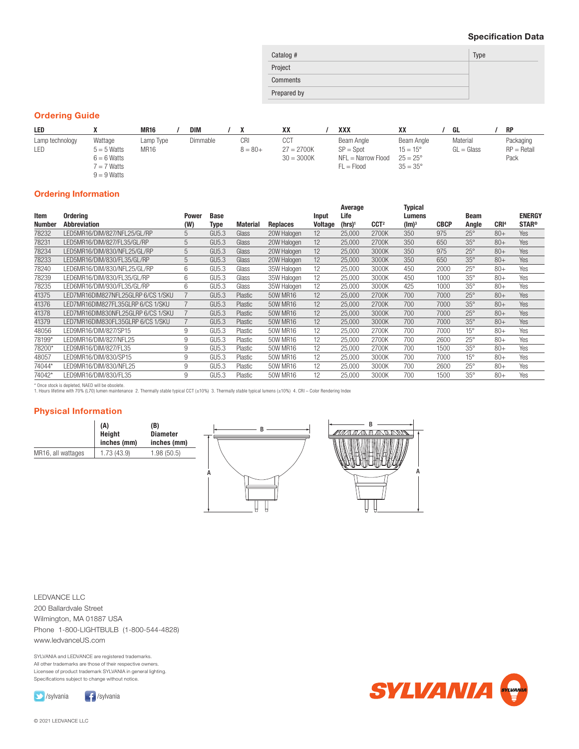## Specification Data

| Catalog # | Type |
|---|---|
| Project | |
| Comments | |
| Prepared by | |

## Ordering Guide

| LED | X | MR16 / | DIM / | X | XX / | XXX | XX / | GL / | RP |
|---|---|---|---|---|---|---|---|---|---|
| Lamp technology LED | Wattage 5 = 5 Watts 6 = 6 Watts 7 = 7 Watts 9 = 9 Watts | Lamp Type MR16 | Dimmable | CRI 8 = 80+ | CCT 27 = 2700K 30 = 3000K | Beam Angle SP = Spot NFL = Narrow Flood FL = Flood | Beam Angle 15 = 15° 25 = 25° 35 = 35° | Material GL = Glass | Packaging RP = Retail Pack |

## Ordering Information

| Item Number | Ordering Abbreviation | Power (W) | Base Type | Material | Replaces | Input Voltage | Average Life (hrs)[1] | CCT[2] | Typical Lumens (lm)[3] | CBCP | Beam Angle | CRI[4] | ENERGY STAR® |
|---|---|---|---|---|---|---|---|---|---|---|---|---|---|
| 78232 | LED5MR16/DIM/827/NFL25/GL/RP | 5 | GU5.3 | Glass | 20W Halogen | 12 | 25,000 | 2700K | 350 | 975 | 25° | 80+ | Yes |
| 78231 | LED5MR16/DIM/827/FL35/GL/RP | 5 | GU5.3 | Glass | 20W Halogen | 12 | 25,000 | 2700K | 350 | 650 | 35° | 80+ | Yes |
| 78234 | LED5MR16/DIM/830/NFL25/GL/RP | 5 | GU5.3 | Glass | 20W Halogen | 12 | 25,000 | 3000K | 350 | 975 | 25° | 80+ | Yes |
| 78233 | LED5MR16/DIM/830/FL35/GL/RP | 5 | GU5.3 | Glass | 20W Halogen | 12 | 25,000 | 3000K | 350 | 650 | 35° | 80+ | Yes |
| 78240 | LED6MR16/DIM/830/NFL25/GL/RP | 6 | GU5.3 | Glass | 35W Halogen | 12 | 25,000 | 3000K | 450 | 2000 | 25° | 80+ | Yes |
| 78239 | LED6MR16/DIM/830/FL35/GL/RP | 6 | GU5.3 | Glass | 35W Halogen | 12 | 25,000 | 3000K | 450 | 1000 | 35° | 80+ | Yes |
| 78235 | LED6MR16/DIM/930/FL35/GL/RP | 6 | GU5.3 | Glass | 35W Halogen | 12 | 25,000 | 3000K | 425 | 1000 | 35° | 80+ | Yes |
| 41375 | LED7MR16DIM827NFL25GLRP 6/CS 1/SKU | 7 | GU5.3 | Plastic | 50W MR16 | 12 | 25,000 | 2700K | 700 | 7000 | 25° | 80+ | Yes |
| 41376 | LED7MR16DIM827FL35GLRP 6/CS 1/SKU | 7 | GU5.3 | Plastic | 50W MR16 | 12 | 25,000 | 2700K | 700 | 7000 | 35° | 80+ | Yes |
| 41378 | LED7MR16DIM830NFL25GLRP 6/CS 1/SKU | 7 | GU5.3 | Plastic | 50W MR16 | 12 | 25,000 | 3000K | 700 | 7000 | 25° | 80+ | Yes |
| 41379 | LED7MR16DIM830FL35GLRP 6/CS 1/SKU | 7 | GU5.3 | Plastic | 50W MR16 | 12 | 25,000 | 3000K | 700 | 7000 | 35° | 80+ | Yes |
| 48056 | LED9MR16/DIM/827/SP15 | 9 | GU5.3 | Plastic | 50W MR16 | 12 | 25,000 | 2700K | 700 | 7000 | 15° | 80+ | Yes |
| 78199* | LED9MR16/DIM/827/NFL25 | 9 | GU5.3 | Plastic | 50W MR16 | 12 | 25,000 | 2700K | 700 | 2600 | 25° | 80+ | Yes |
| 78200* | LED9MR16/DIM/827/FL35 | 9 | GU5.3 | Plastic | 50W MR16 | 12 | 25,000 | 2700K | 700 | 1500 | 35° | 80+ | Yes |
| 48057 | LED9MR16/DIM/830/SP15 | 9 | GU5.3 | Plastic | 50W MR16 | 12 | 25,000 | 3000K | 700 | 7000 | 15° | 80+ | Yes |
| 74044* | LED9MR16/DIM/830/NFL25 | 9 | GU5.3 | Plastic | 50W MR16 | 12 | 25,000 | 3000K | 700 | 2600 | 25° | 80+ | Yes |
| 74042* | LED9MR16/DIM/830/FL35 | 9 | GU5.3 | Plastic | 50W MR16 | 12 | 25,000 | 3000K | 700 | 1500 | 35° | 80+ | Yes |

\* Once stock is depleted, NAED will be obsolete.
1. Hours lifetime with 70% (L70) lumen maintenance 2. Thermally stable typical CCT (±10%) 3. Thermally stable typical lumens (±10%) 4. CRI – Color Rendering Index

## Physical Information

| | (A) Height inches (mm) | (B) Diameter inches (mm) |
|---|---|---|
| MR16, all wattages | 1.73 (43.9) | 1.98 (50.5) |

B
A
B
A

LEDVANCE LLC
200 Ballardvale Street
Wilmington, MA 01887 USA
Phone 1-800-LIGHTBULB (1-800-544-4828)
www.ledvanceUS.com

SYLVANIA and LEDVANCE are registered trademarks.
All other trademarks are those of their respective owners.
Licensee of product trademark SYLVANIA in general lighting.
Specifications subject to change without notice.

/sylvania /sylvania

SYLVANIA

© 2021 LEDVANCE LLC